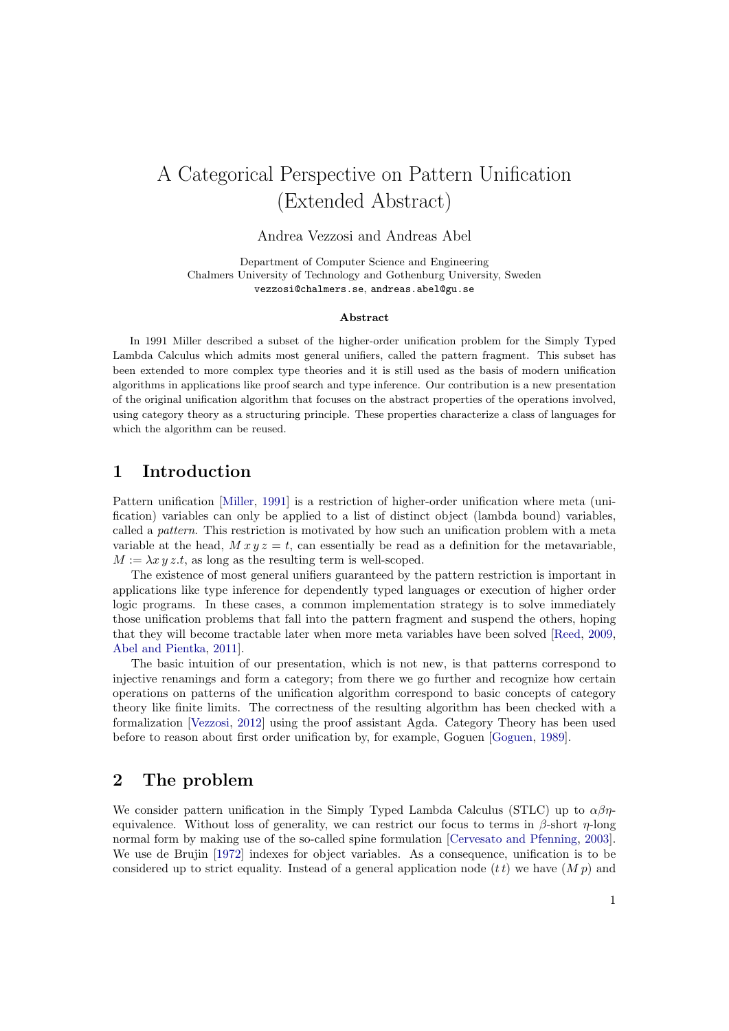# A Categorical Perspective on Pattern Unification (Extended Abstract)

Andrea Vezzosi and Andreas Abel

Department of Computer Science and Engineering
Chalmers University of Technology and Gothenburg University, Sweden
vezzosi@chalmers.se, andreas.abel@gu.se

### Abstract

In 1991 Miller described a subset of the higher-order unification problem for the Simply Typed Lambda Calculus which admits most general unifiers, called the pattern fragment. This subset has been extended to more complex type theories and it is still used as the basis of modern unification algorithms in applications like proof search and type inference. Our contribution is a new presentation of the original unification algorithm that focuses on the abstract properties of the operations involved, using category theory as a structuring principle. These properties characterize a class of languages for which the algorithm can be reused.

## 1 Introduction

Pattern unification [Miller, 1991] is a restriction of higher-order unification where meta (unification) variables can only be applied to a list of distinct object (lambda bound) variables, called a *pattern*. This restriction is motivated by how such an unification problem with a meta variable at the head, $M\,x\,y\,z = t$, can essentially be read as a definition for the metavariable, $M := \lambda x\,y\,z.t$, as long as the resulting term is well-scoped.

The existence of most general unifiers guaranteed by the pattern restriction is important in applications like type inference for dependently typed languages or execution of higher order logic programs. In these cases, a common implementation strategy is to solve immediately those unification problems that fall into the pattern fragment and suspend the others, hoping that they will become tractable later when more meta variables have been solved [Reed, 2009, Abel and Pientka, 2011].

The basic intuition of our presentation, which is not new, is that patterns correspond to injective renamings and form a category; from there we go further and recognize how certain operations on patterns of the unification algorithm correspond to basic concepts of category theory like finite limits. The correctness of the resulting algorithm has been checked with a formalization [Vezzosi, 2012] using the proof assistant Agda. Category Theory has been used before to reason about first order unification by, for example, Goguen [Goguen, 1989].

## 2 The problem

We consider pattern unification in the Simply Typed Lambda Calculus (STLC) up to $\alpha\beta\eta$-equivalence. Without loss of generality, we can restrict our focus to terms in $\beta$-short $\eta$-long normal form by making use of the so-called spine formulation [Cervesato and Pfenning, 2003]. We use de Brujin [1972] indexes for object variables. As a consequence, unification is to be considered up to strict equality. Instead of a general application node $(t\,t)$ we have $(M\,p)$ and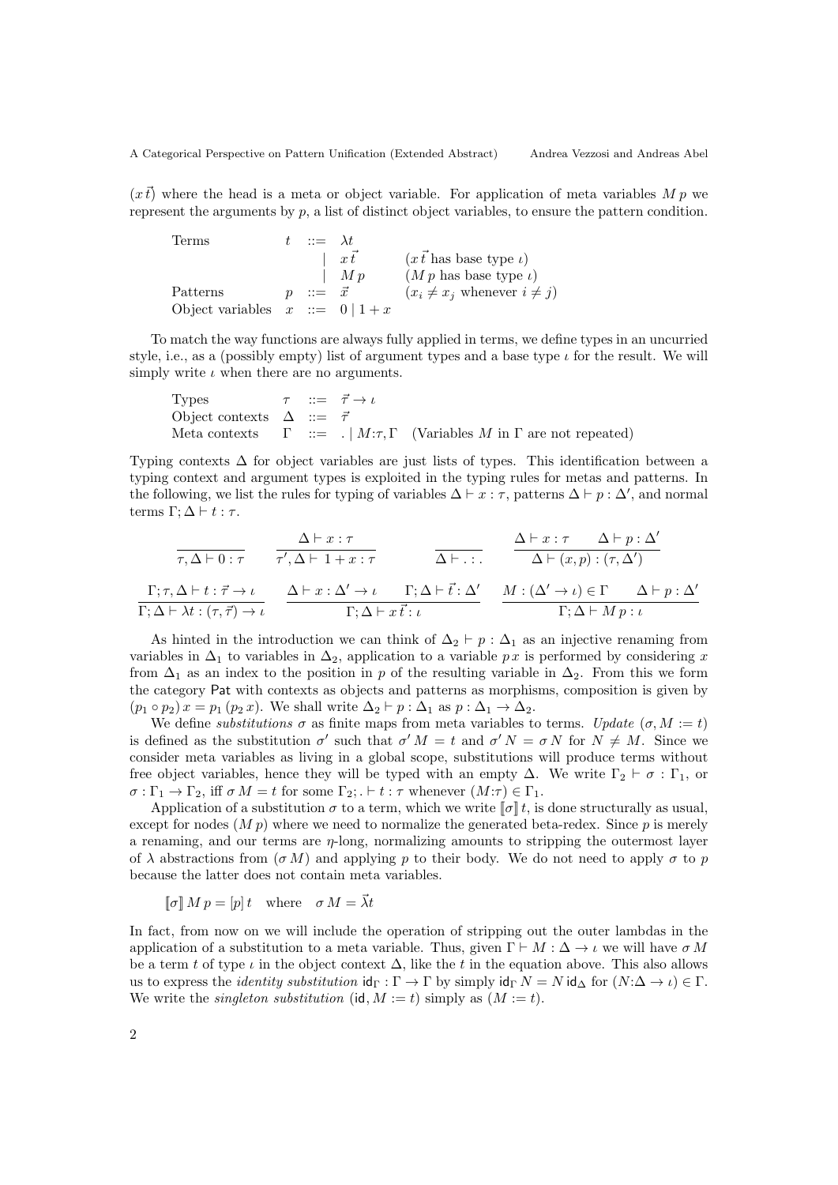$(x\,\vec{t})$ where the head is a meta or object variable. For application of meta variables $M\,p$ we represent the arguments by $p$, a list of distinct object variables, to ensure the pattern condition.

$$
\begin{array}{llll}
\text{Terms} & t & ::= & \lambda t \\
 & & \mid & x\,\vec{t} \qquad (x\,\vec{t} \text{ has base type } \iota) \\
 & & \mid & M\,p \qquad (M\,p \text{ has base type } \iota) \\
\text{Patterns} & p & ::= & \vec{x} \qquad (x_i \neq x_j \text{ whenever } i \neq j) \\
\text{Object variables} & x & ::= & 0 \mid 1 + x
\end{array}
$$

To match the way functions are always fully applied in terms, we define types in an uncurried style, i.e., as a (possibly empty) list of argument types and a base type $\iota$ for the result. We will simply write $\iota$ when there are no arguments.

$$
\begin{array}{llll}
\text{Types} & \tau & ::= & \vec{\tau} \to \iota \\
\text{Object contexts} & \Delta & ::= & \vec{\tau} \\
\text{Meta contexts} & \Gamma & ::= & . \mid M{:}\tau, \Gamma \quad \text{(Variables } M \text{ in } \Gamma \text{ are not repeated)}
\end{array}
$$

Typing contexts $\Delta$ for object variables are just lists of types. This identification between a typing context and argument types is exploited in the typing rules for metas and patterns. In the following, we list the rules for typing of variables $\Delta \vdash x : \tau$, patterns $\Delta \vdash p : \Delta'$, and normal terms $\Gamma; \Delta \vdash t : \tau$.

$$
\frac{}{\tau, \Delta \vdash 0 : \tau} \qquad \frac{\Delta \vdash x : \tau}{\tau', \Delta \vdash 1 + x : \tau} \qquad \frac{}{\Delta \vdash . : .} \qquad \frac{\Delta \vdash x : \tau \quad \Delta \vdash p : \Delta'}{\Delta \vdash (x, p) : (\tau, \Delta')}
$$

$$
\frac{\Gamma; \tau, \Delta \vdash t : \vec{\tau} \to \iota}{\Gamma; \Delta \vdash \lambda t : (\tau, \vec{\tau}) \to \iota} \qquad \frac{\Delta \vdash x : \Delta' \to \iota \quad \Gamma; \Delta \vdash \vec{t} : \Delta'}{\Gamma; \Delta \vdash x\,\vec{t} : \iota} \qquad \frac{M : (\Delta' \to \iota) \in \Gamma \quad \Delta \vdash p : \Delta'}{\Gamma; \Delta \vdash M\,p : \iota}
$$

As hinted in the introduction we can think of $\Delta_2 \vdash p : \Delta_1$ as an injective renaming from variables in $\Delta_1$ to variables in $\Delta_2$, application to a variable $p\,x$ is performed by considering $x$ from $\Delta_1$ as an index to the position in $p$ of the resulting variable in $\Delta_2$. From this we form the category $\mathsf{Pat}$ with contexts as objects and patterns as morphisms, composition is given by $(p_1 \circ p_2)\,x = p_1\,(p_2\,x)$. We shall write $\Delta_2 \vdash p : \Delta_1$ as $p : \Delta_1 \to \Delta_2$.

We define *substitutions* $\sigma$ as finite maps from meta variables to terms. *Update* $(\sigma, M := t)$ is defined as the substitution $\sigma'$ such that $\sigma'\,M = t$ and $\sigma'\,N = \sigma\,N$ for $N \neq M$. Since we consider meta variables as living in a global scope, substitutions will produce terms without free object variables, hence they will be typed with an empty $\Delta$. We write $\Gamma_2 \vdash \sigma : \Gamma_1$, or $\sigma : \Gamma_1 \to \Gamma_2$, iff $\sigma\,M = t$ for some $\Gamma_2; . \vdash t : \tau$ whenever $(M{:}\tau) \in \Gamma_1$.

Application of a substitution $\sigma$ to a term, which we write $[\![\sigma]\!]\,t$, is done structurally as usual, except for nodes $(M\,p)$ where we need to normalize the generated beta-redex. Since $p$ is merely a renaming, and our terms are $\eta$-long, normalizing amounts to stripping the outermost layer of $\lambda$ abstractions from $(\sigma\,M)$ and applying $p$ to their body. We do not need to apply $\sigma$ to $p$ because the latter does not contain meta variables.

$$
[\![\sigma]\!]\,M\,p = [p]\,t \quad \text{where} \quad \sigma\,M = \vec{\lambda} t
$$

In fact, from now on we will include the operation of stripping out the outer lambdas in the application of a substitution to a meta variable. Thus, given $\Gamma \vdash M : \Delta \to \iota$ we will have $\sigma\,M$ be a term $t$ of type $\iota$ in the object context $\Delta$, like the $t$ in the equation above. This also allows us to express the *identity substitution* $\mathsf{id}_\Gamma : \Gamma \to \Gamma$ by simply $\mathsf{id}_\Gamma\,N = N\,\mathsf{id}_\Delta$ for $(N{:}\Delta \to \iota) \in \Gamma$. We write the *singleton substitution* $(\mathsf{id}, M := t)$ simply as $(M := t)$.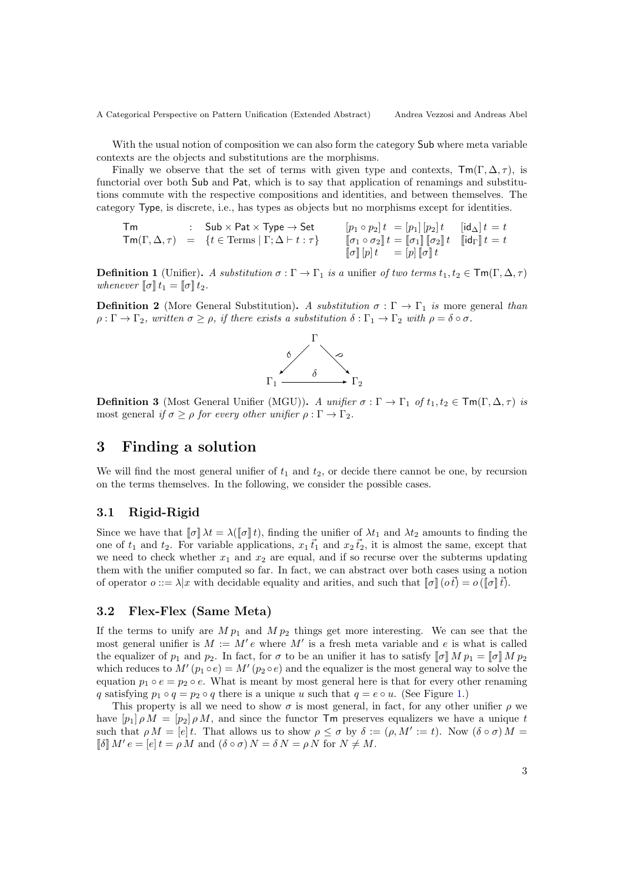With the usual notion of composition we can also form the category $\mathsf{Sub}$ where meta variable contexts are the objects and substitutions are the morphisms.

Finally we observe that the set of terms with given type and contexts, $\mathsf{Tm}(\Gamma, \Delta, \tau)$, is functorial over both $\mathsf{Sub}$ and $\mathsf{Pat}$, which is to say that application of renamings and substitutions commute with the respective compositions and identities, and between themselves. The category $\mathsf{Type}$, is discrete, i.e., has types as objects but no morphisms except for identities.

$$
\begin{array}{lcl}
\mathsf{Tm} & : & \mathsf{Sub} \times \mathsf{Pat} \times \mathsf{Type} \to \mathsf{Set} \\
\mathsf{Tm}(\Gamma, \Delta, \tau) & = & \{t \in \text{Terms} \mid \Gamma; \Delta \vdash t : \tau\}
\end{array}
\qquad
\begin{array}{ll}
[p_1 \circ p_2]\, t \;= [p_1]\, [p_2]\, t & [\mathsf{id}_\Delta]\, t = t \\
[\![\sigma_1 \circ \sigma_2]\!]\, t = [\![\sigma_1]\!]\, [\![\sigma_2]\!]\, t & [\![\mathsf{id}_\Gamma]\!]\, t = t \\
[\![\sigma]\!]\, [p]\, t \;\;\; = [p]\, [\![\sigma]\!]\, t &
\end{array}
$$

**Definition 1** (Unifier)**.** *A substitution* $\sigma : \Gamma \to \Gamma_1$ *is a* unifier *of two terms* $t_1, t_2 \in \mathsf{Tm}(\Gamma, \Delta, \tau)$ *whenever* $[\![\sigma]\!]\, t_1 = [\![\sigma]\!]\, t_2$.

**Definition 2** (More General Substitution)**.** *A substitution* $\sigma : \Gamma \to \Gamma_1$ *is* more general *than* $\rho : \Gamma \to \Gamma_2$*, written* $\sigma \geq \rho$*, if there exists a substitution* $\delta : \Gamma_1 \to \Gamma_2$ *with* $\rho = \delta \circ \sigma$.

$$
\begin{array}{ccc}
 & \Gamma & \\
\sigma \swarrow & & \searrow \rho \\
\Gamma_1 & \xrightarrow{\;\;\delta\;\;} & \Gamma_2
\end{array}
$$

**Definition 3** (Most General Unifier (MGU))**.** *A unifier* $\sigma : \Gamma \to \Gamma_1$ *of* $t_1, t_2 \in \mathsf{Tm}(\Gamma, \Delta, \tau)$ *is* most general *if* $\sigma \geq \rho$ *for every other unifier* $\rho : \Gamma \to \Gamma_2$.

# 3 Finding a solution

We will find the most general unifier of $t_1$ and $t_2$, or decide there cannot be one, by recursion on the terms themselves. In the following, we consider the possible cases.

## 3.1 Rigid-Rigid

Since we have that $[\![\sigma]\!]\, \lambda t = \lambda([\![\sigma]\!]\, t)$, finding the unifier of $\lambda t_1$ and $\lambda t_2$ amounts to finding the one of $t_1$ and $t_2$. For variable applications, $x_1\, \vec{t_1}$ and $x_2\, \vec{t_2}$, it is almost the same, except that we need to check whether $x_1$ and $x_2$ are equal, and if so recurse over the subterms updating them with the unifier computed so far. In fact, we can abstract over both cases using a notion of operator $o ::= \lambda | x$ with decidable equality and arities, and such that $[\![\sigma]\!]\, (o\, \vec{t}) = o\, ([\![\sigma]\!]\, \vec{t})$.

## 3.2 Flex-Flex (Same Meta)

If the terms to unify are $M\, p_1$ and $M\, p_2$ things get more interesting. We can see that the most general unifier is $M := M'\, e$ where $M'$ is a fresh meta variable and $e$ is what is called the equalizer of $p_1$ and $p_2$. In fact, for $\sigma$ to be an unifier it has to satisfy $[\![\sigma]\!]\, M\, p_1 = [\![\sigma]\!]\, M\, p_2$ which reduces to $M'\, (p_1 \circ e) = M'\, (p_2 \circ e)$ and the equalizer is the most general way to solve the equation $p_1 \circ e = p_2 \circ e$. What is meant by most general here is that for every other renaming $q$ satisfying $p_1 \circ q = p_2 \circ q$ there is a unique $u$ such that $q = e \circ u$. (See Figure 1.)

This property is all we need to show $\sigma$ is most general, in fact, for any other unifier $\rho$ we have $[p_1]\, \rho\, M = [p_2]\, \rho\, M$, and since the functor $\mathsf{Tm}$ preserves equalizers we have a unique $t$ such that $\rho\, M = [e]\, t$. That allows us to show $\rho \leq \sigma$ by $\delta := (\rho, M' := t)$. Now $(\delta \circ \sigma)\, M = [\![\delta]\!]\, M'\, e = [e]\, t = \rho\, M$ and $(\delta \circ \sigma)\, N = \delta\, N = \rho\, N$ for $N \neq M$.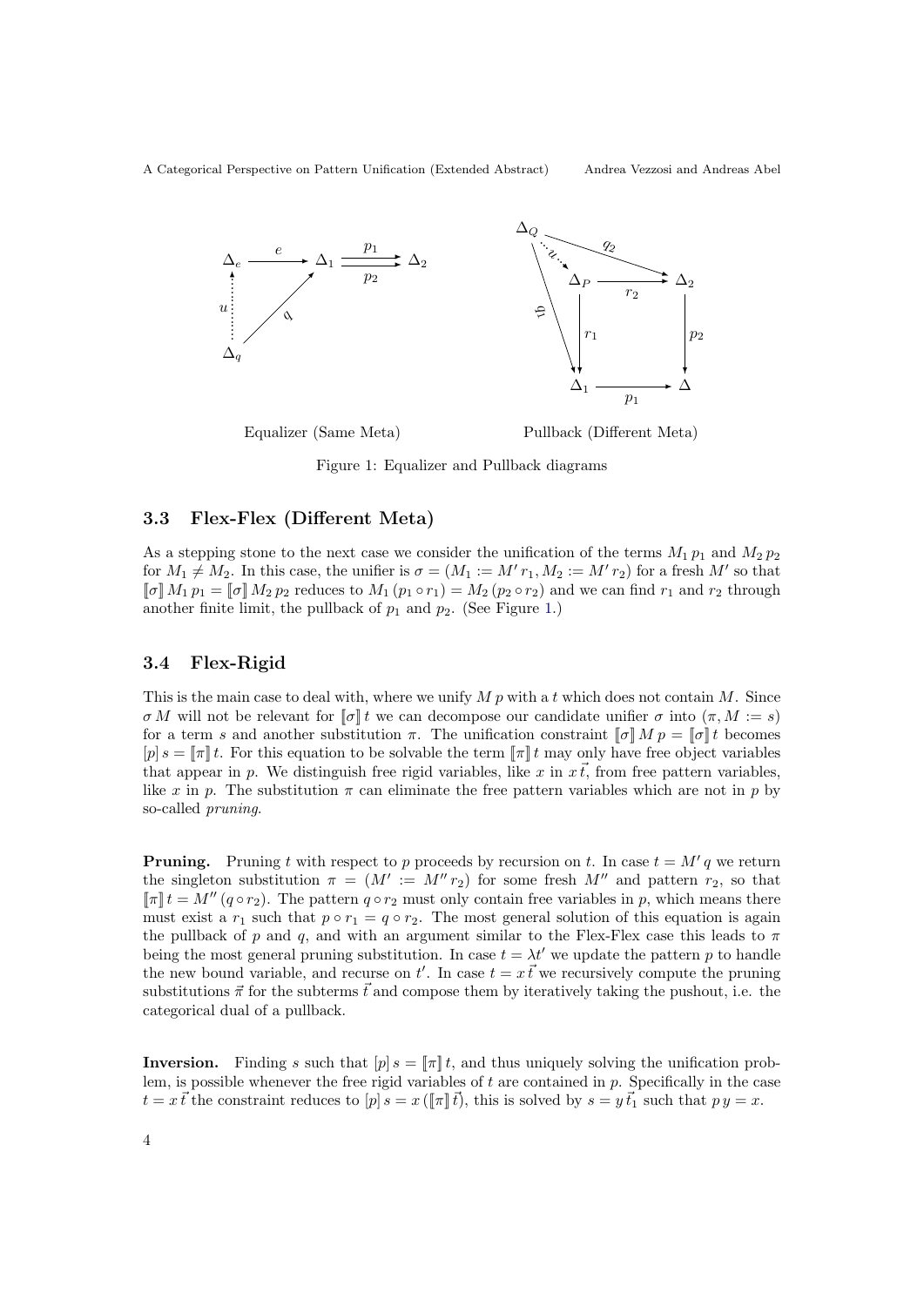Equalizer (Same Meta)

Pullback (Different Meta)

Figure 1: Equalizer and Pullback diagrams

### 3.3 Flex-Flex (Different Meta)

As a stepping stone to the next case we consider the unification of the terms $M_1\, p_1$ and $M_2\, p_2$ for $M_1 \neq M_2$. In this case, the unifier is $\sigma = (M_1 := M'\, r_1, M_2 := M'\, r_2)$ for a fresh $M'$ so that $[\![\sigma]\!]\, M_1\, p_1 = [\![\sigma]\!]\, M_2\, p_2$ reduces to $M_1\,(p_1 \circ r_1) = M_2\,(p_2 \circ r_2)$ and we can find $r_1$ and $r_2$ through another finite limit, the pullback of $p_1$ and $p_2$. (See Figure 1.)

### 3.4 Flex-Rigid

This is the main case to deal with, where we unify $M\, p$ with a $t$ which does not contain $M$. Since $\sigma\, M$ will not be relevant for $[\![\sigma]\!]\, t$ we can decompose our candidate unifier $\sigma$ into $(\pi, M := s)$ for a term $s$ and another substitution $\pi$. The unification constraint $[\![\sigma]\!]\, M\, p = [\![\sigma]\!]\, t$ becomes $[p]\, s = [\![\pi]\!]\, t$. For this equation to be solvable the term $[\![\pi]\!]\, t$ may only have free object variables that appear in $p$. We distinguish free rigid variables, like $x$ in $x\,\vec{t}$, from free pattern variables, like $x$ in $p$. The substitution $\pi$ can eliminate the free pattern variables which are not in $p$ by so-called *pruning*.

**Pruning.** Pruning $t$ with respect to $p$ proceeds by recursion on $t$. In case $t = M'\, q$ we return the singleton substitution $\pi = (M' := M''\, r_2)$ for some fresh $M''$ and pattern $r_2$, so that $[\![\pi]\!]\, t = M''\,(q \circ r_2)$. The pattern $q \circ r_2$ must only contain free variables in $p$, which means there must exist a $r_1$ such that $p \circ r_1 = q \circ r_2$. The most general solution of this equation is again the pullback of $p$ and $q$, and with an argument similar to the Flex-Flex case this leads to $\pi$ being the most general pruning substitution. In case $t = \lambda t'$ we update the pattern $p$ to handle the new bound variable, and recurse on $t'$. In case $t = x\,\vec{t}$ we recursively compute the pruning substitutions $\vec{\pi}$ for the subterms $\vec{t}$ and compose them by iteratively taking the pushout, i.e. the categorical dual of a pullback.

**Inversion.** Finding $s$ such that $[p]\, s = [\![\pi]\!]\, t$, and thus uniquely solving the unification problem, is possible whenever the free rigid variables of $t$ are contained in $p$. Specifically in the case $t = x\,\vec{t}$ the constraint reduces to $[p]\, s = x\,([\![\pi]\!]\,\vec{t})$, this is solved by $s = y\,\vec{t_1}$ such that $p\, y = x$.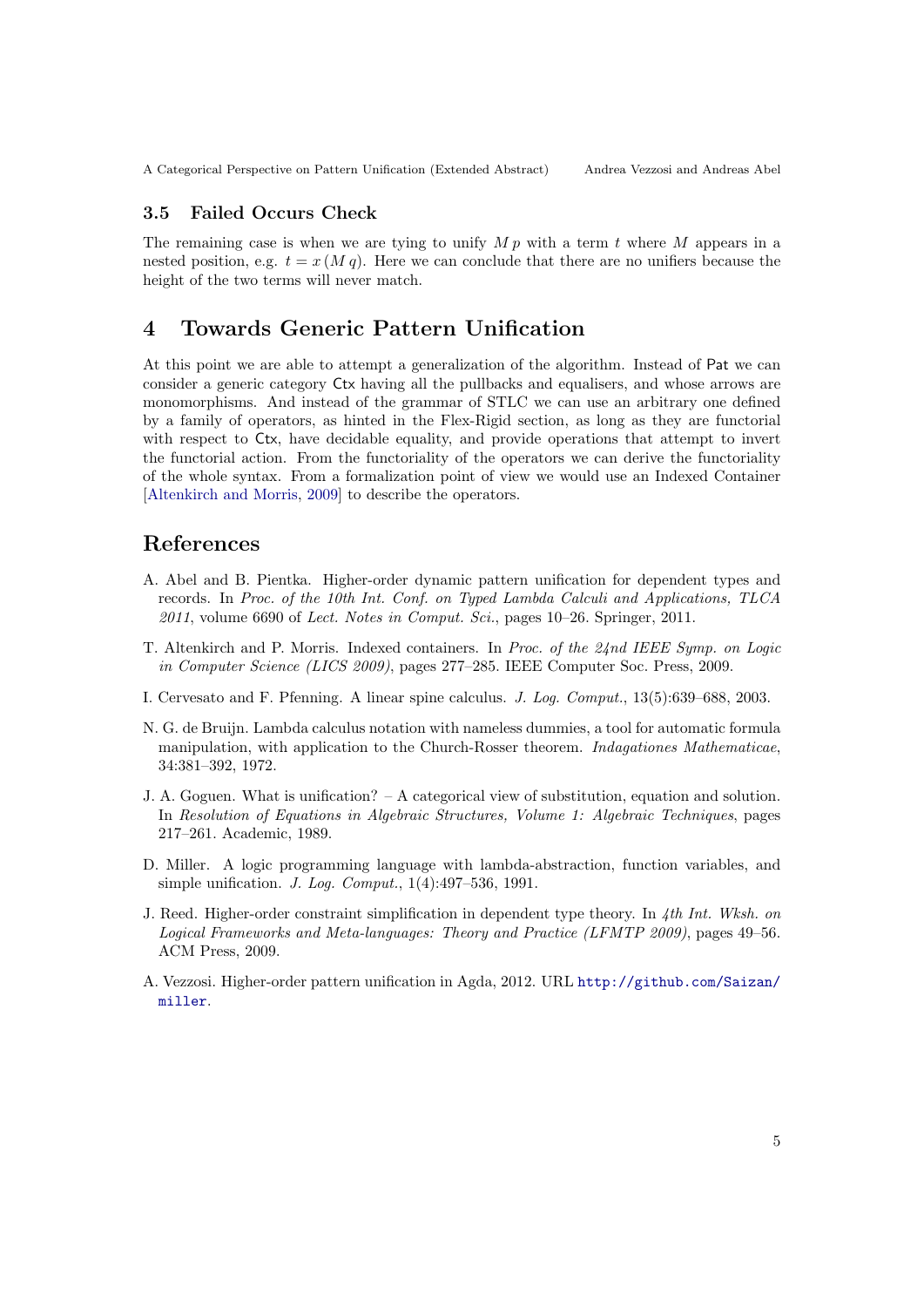### 3.5 Failed Occurs Check

The remaining case is when we are tying to unify $M\,p$ with a term $t$ where $M$ appears in a nested position, e.g. $t = x\,(M\,q)$. Here we can conclude that there are no unifiers because the height of the two terms will never match.

## 4 Towards Generic Pattern Unification

At this point we are able to attempt a generalization of the algorithm. Instead of Pat we can consider a generic category Ctx having all the pullbacks and equalisers, and whose arrows are monomorphisms. And instead of the grammar of STLC we can use an arbitrary one defined by a family of operators, as hinted in the Flex-Rigid section, as long as they are functorial with respect to Ctx, have decidable equality, and provide operations that attempt to invert the functorial action. From the functoriality of the operators we can derive the functoriality of the whole syntax. From a formalization point of view we would use an Indexed Container [Altenkirch and Morris, 2009] to describe the operators.

## References

A. Abel and B. Pientka. Higher-order dynamic pattern unification for dependent types and records. In *Proc. of the 10th Int. Conf. on Typed Lambda Calculi and Applications, TLCA 2011*, volume 6690 of *Lect. Notes in Comput. Sci.*, pages 10–26. Springer, 2011.

T. Altenkirch and P. Morris. Indexed containers. In *Proc. of the 24nd IEEE Symp. on Logic in Computer Science (LICS 2009)*, pages 277–285. IEEE Computer Soc. Press, 2009.

I. Cervesato and F. Pfenning. A linear spine calculus. *J. Log. Comput.*, 13(5):639–688, 2003.

N. G. de Bruijn. Lambda calculus notation with nameless dummies, a tool for automatic formula manipulation, with application to the Church-Rosser theorem. *Indagationes Mathematicae*, 34:381–392, 1972.

J. A. Goguen. What is unification? – A categorical view of substitution, equation and solution. In *Resolution of Equations in Algebraic Structures, Volume 1: Algebraic Techniques*, pages 217–261. Academic, 1989.

D. Miller. A logic programming language with lambda-abstraction, function variables, and simple unification. *J. Log. Comput.*, 1(4):497–536, 1991.

J. Reed. Higher-order constraint simplification in dependent type theory. In *4th Int. Wksh. on Logical Frameworks and Meta-languages: Theory and Practice (LFMTP 2009)*, pages 49–56. ACM Press, 2009.

A. Vezzosi. Higher-order pattern unification in Agda, 2012. URL http://github.com/Saizan/miller.